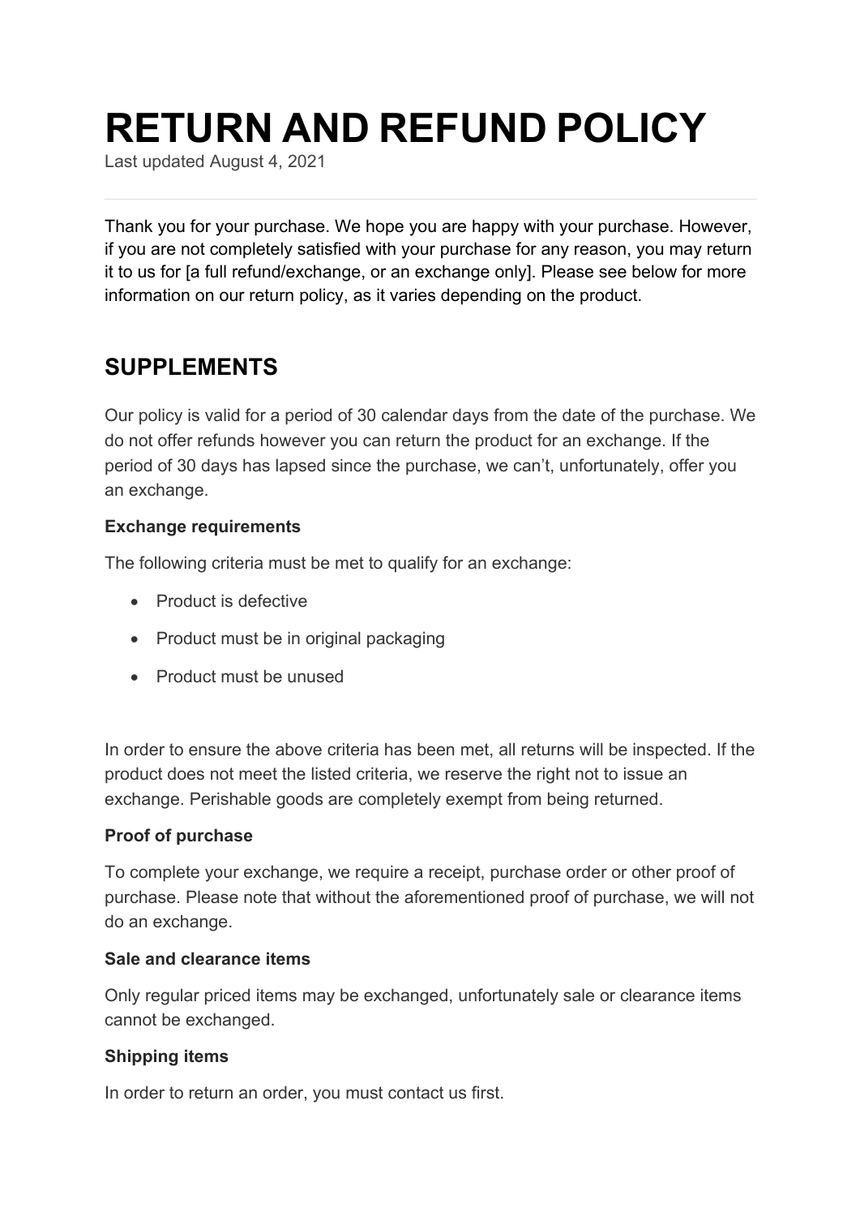# RETURN AND REFUND POLICY

Last updated August 4, 2021

Thank you for your purchase. We hope you are happy with your purchase. However, if you are not completely satisfied with your purchase for any reason, you may return it to us for [a full refund/exchange, or an exchange only]. Please see below for more information on our return policy, as it varies depending on the product.

## SUPPLEMENTS

Our policy is valid for a period of 30 calendar days from the date of the purchase. We do not offer refunds however you can return the product for an exchange. If the period of 30 days has lapsed since the purchase, we can't, unfortunately, offer you an exchange.

**Exchange requirements**

The following criteria must be met to qualify for an exchange:

- Product is defective
- Product must be in original packaging
- Product must be unused

In order to ensure the above criteria has been met, all returns will be inspected. If the product does not meet the listed criteria, we reserve the right not to issue an exchange. Perishable goods are completely exempt from being returned.

**Proof of purchase**

To complete your exchange, we require a receipt, purchase order or other proof of purchase. Please note that without the aforementioned proof of purchase, we will not do an exchange.

**Sale and clearance items**

Only regular priced items may be exchanged, unfortunately sale or clearance items cannot be exchanged.

**Shipping items**

In order to return an order, you must contact us first.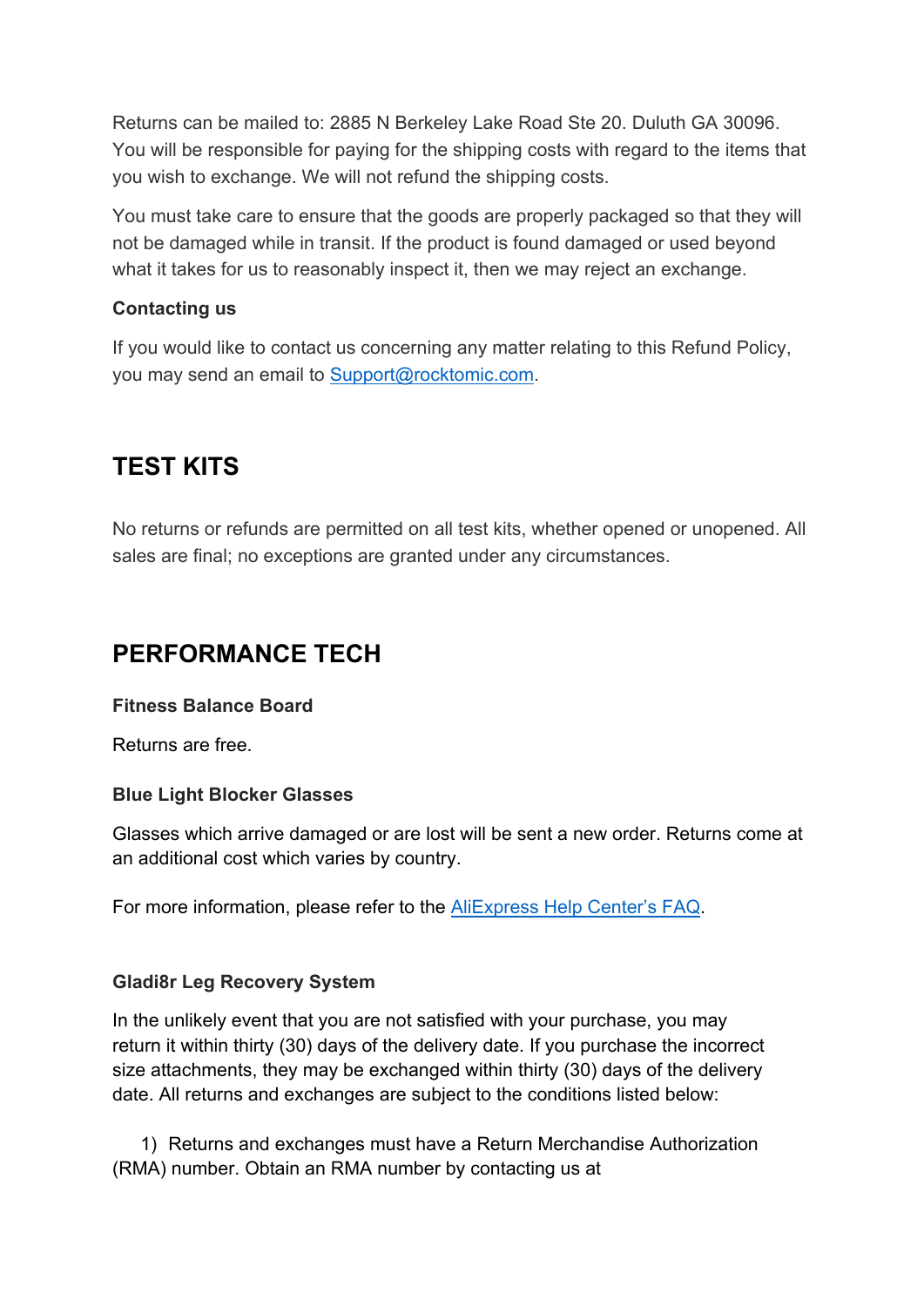Returns can be mailed to: 2885 N Berkeley Lake Road Ste 20. Duluth GA 30096. You will be responsible for paying for the shipping costs with regard to the items that you wish to exchange. We will not refund the shipping costs.

You must take care to ensure that the goods are properly packaged so that they will not be damaged while in transit. If the product is found damaged or used beyond what it takes for us to reasonably inspect it, then we may reject an exchange.

**Contacting us**

If you would like to contact us concerning any matter relating to this Refund Policy, you may send an email to [Support@rocktomic.com](mailto:Support@rocktomic.com).

## TEST KITS

No returns or refunds are permitted on all test kits, whether opened or unopened. All sales are final; no exceptions are granted under any circumstances.

## PERFORMANCE TECH

**Fitness Balance Board**

Returns are free.

**Blue Light Blocker Glasses**

Glasses which arrive damaged or are lost will be sent a new order. Returns come at an additional cost which varies by country.

For more information, please refer to the [AliExpress Help Center's FAQ](#).

**Gladi8r Leg Recovery System**

In the unlikely event that you are not satisfied with your purchase, you may return it within thirty (30) days of the delivery date. If you purchase the incorrect size attachments, they may be exchanged within thirty (30) days of the delivery date. All returns and exchanges are subject to the conditions listed below:

1) Returns and exchanges must have a Return Merchandise Authorization (RMA) number. Obtain an RMA number by contacting us at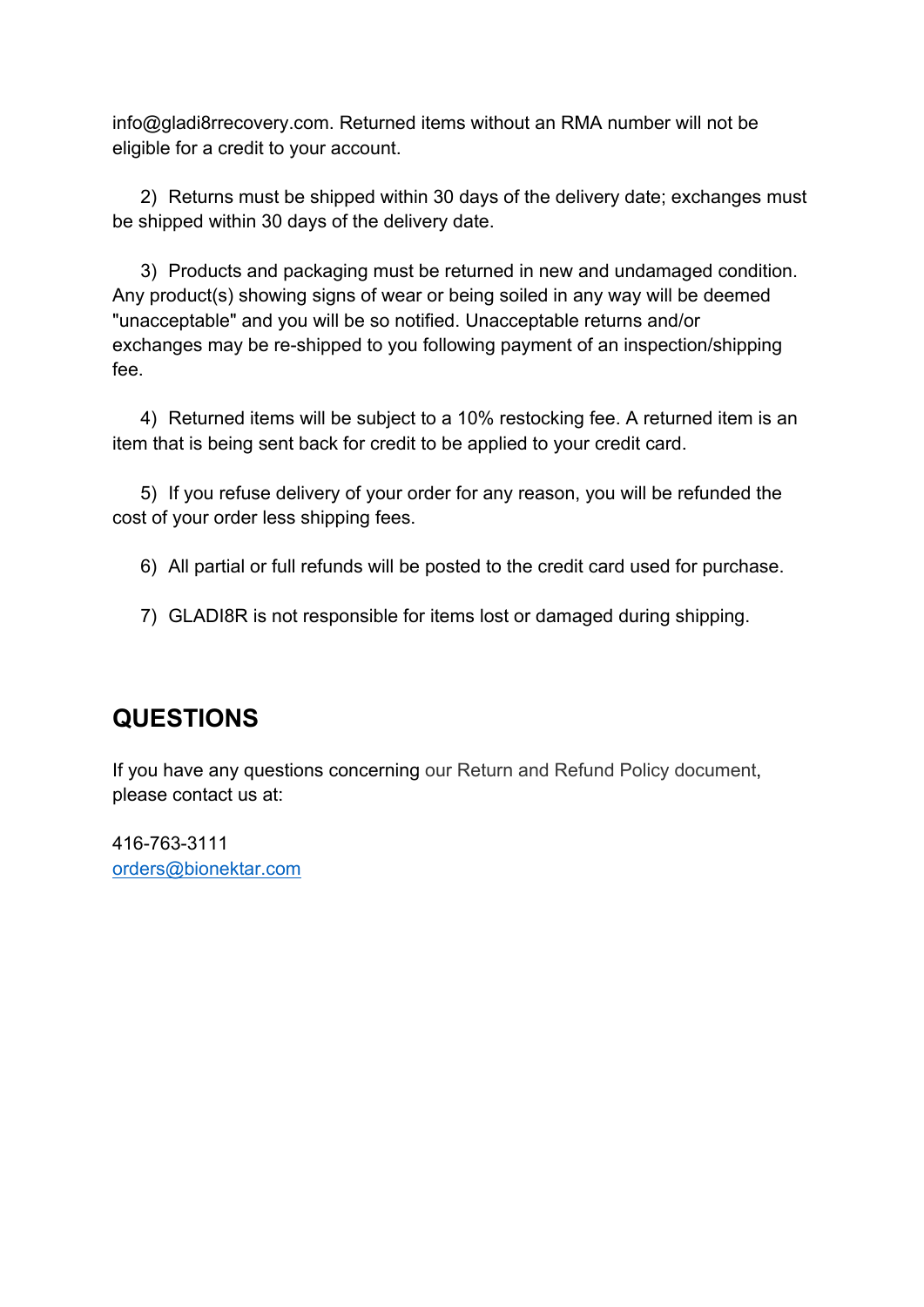info@gladi8rrecovery.com. Returned items without an RMA number will not be eligible for a credit to your account.

2) Returns must be shipped within 30 days of the delivery date; exchanges must be shipped within 30 days of the delivery date.

3) Products and packaging must be returned in new and undamaged condition. Any product(s) showing signs of wear or being soiled in any way will be deemed "unacceptable" and you will be so notified. Unacceptable returns and/or exchanges may be re-shipped to you following payment of an inspection/shipping fee.

4) Returned items will be subject to a 10% restocking fee. A returned item is an item that is being sent back for credit to be applied to your credit card.

5) If you refuse delivery of your order for any reason, you will be refunded the cost of your order less shipping fees.

6) All partial or full refunds will be posted to the credit card used for purchase.

7) GLADI8R is not responsible for items lost or damaged during shipping.

## QUESTIONS

If you have any questions concerning our Return and Refund Policy document, please contact us at:

416-763-3111
orders@bionektar.com